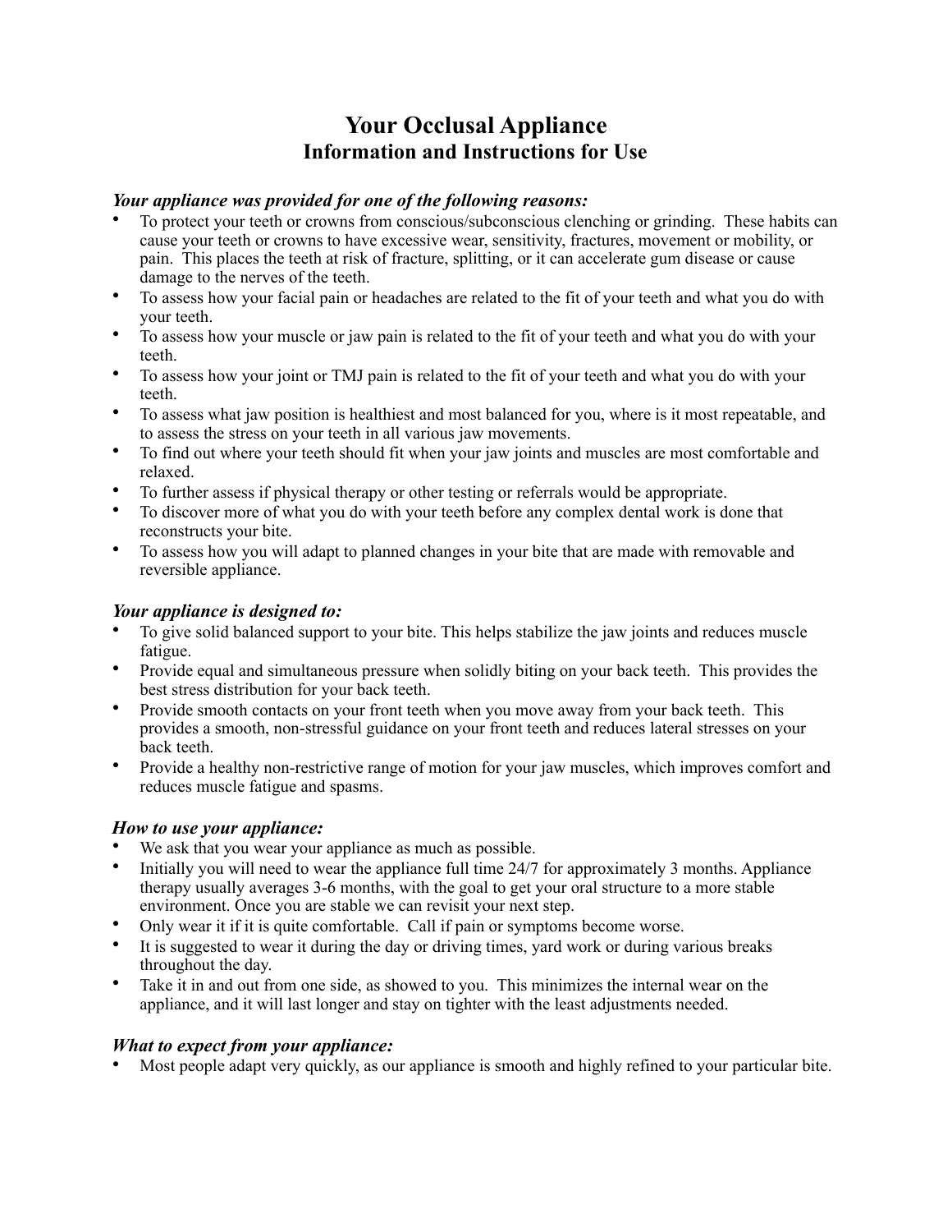# Your Occlusal Appliance
## Information and Instructions for Use

### *Your appliance was provided for one of the following reasons:*

- To protect your teeth or crowns from conscious/subconscious clenching or grinding. These habits can cause your teeth or crowns to have excessive wear, sensitivity, fractures, movement or mobility, or pain. This places the teeth at risk of fracture, splitting, or it can accelerate gum disease or cause damage to the nerves of the teeth.
- To assess how your facial pain or headaches are related to the fit of your teeth and what you do with your teeth.
- To assess how your muscle or jaw pain is related to the fit of your teeth and what you do with your teeth.
- To assess how your joint or TMJ pain is related to the fit of your teeth and what you do with your teeth.
- To assess what jaw position is healthiest and most balanced for you, where is it most repeatable, and to assess the stress on your teeth in all various jaw movements.
- To find out where your teeth should fit when your jaw joints and muscles are most comfortable and relaxed.
- To further assess if physical therapy or other testing or referrals would be appropriate.
- To discover more of what you do with your teeth before any complex dental work is done that reconstructs your bite.
- To assess how you will adapt to planned changes in your bite that are made with removable and reversible appliance.

### *Your appliance is designed to:*

- To give solid balanced support to your bite. This helps stabilize the jaw joints and reduces muscle fatigue.
- Provide equal and simultaneous pressure when solidly biting on your back teeth. This provides the best stress distribution for your back teeth.
- Provide smooth contacts on your front teeth when you move away from your back teeth. This provides a smooth, non-stressful guidance on your front teeth and reduces lateral stresses on your back teeth.
- Provide a healthy non-restrictive range of motion for your jaw muscles, which improves comfort and reduces muscle fatigue and spasms.

### *How to use your appliance:*

- We ask that you wear your appliance as much as possible.
- Initially you will need to wear the appliance full time 24/7 for approximately 3 months. Appliance therapy usually averages 3-6 months, with the goal to get your oral structure to a more stable environment. Once you are stable we can revisit your next step.
- Only wear it if it is quite comfortable. Call if pain or symptoms become worse.
- It is suggested to wear it during the day or driving times, yard work or during various breaks throughout the day.
- Take it in and out from one side, as showed to you. This minimizes the internal wear on the appliance, and it will last longer and stay on tighter with the least adjustments needed.

### *What to expect from your appliance:*

- Most people adapt very quickly, as our appliance is smooth and highly refined to your particular bite.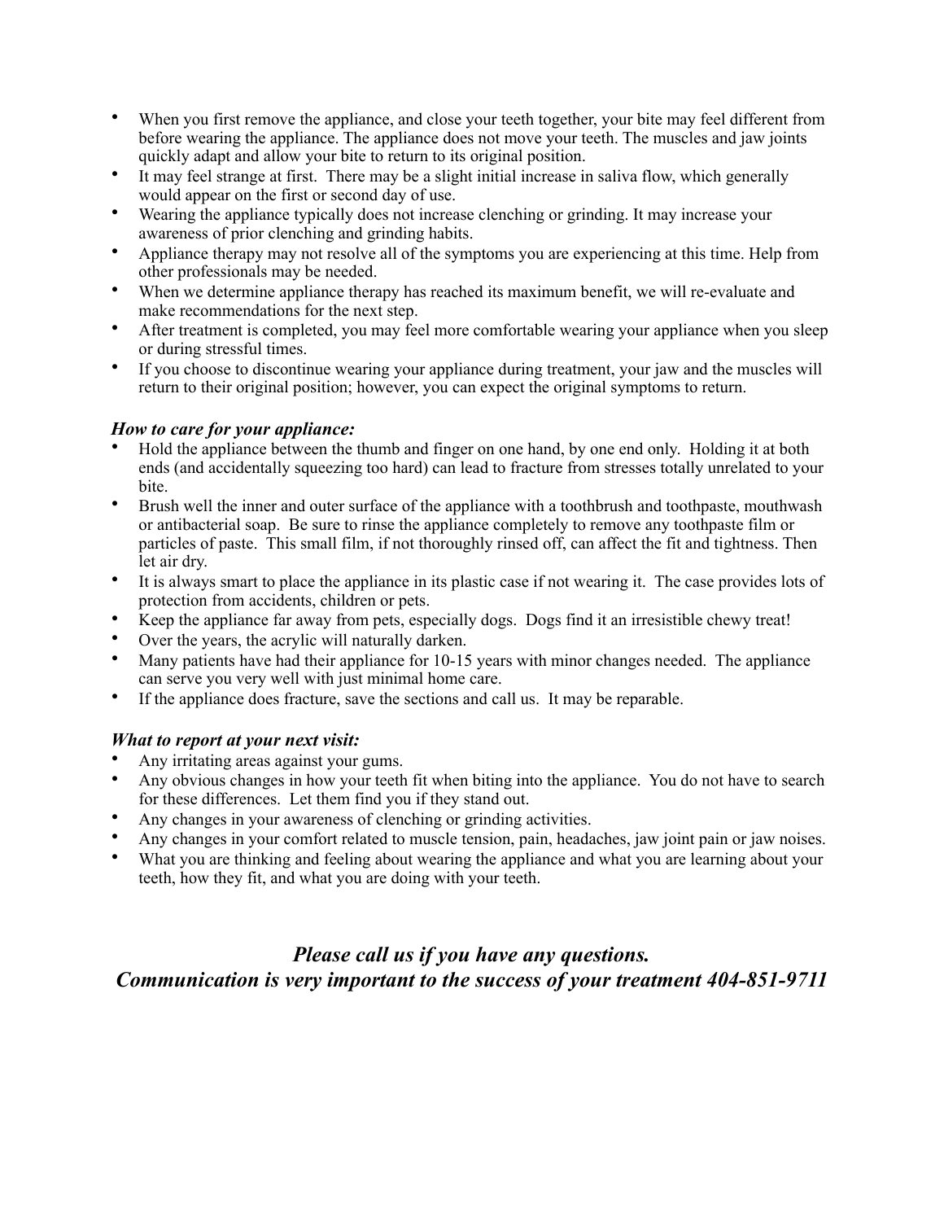- When you first remove the appliance, and close your teeth together, your bite may feel different from before wearing the appliance. The appliance does not move your teeth. The muscles and jaw joints quickly adapt and allow your bite to return to its original position.
- It may feel strange at first. There may be a slight initial increase in saliva flow, which generally would appear on the first or second day of use.
- Wearing the appliance typically does not increase clenching or grinding. It may increase your awareness of prior clenching and grinding habits.
- Appliance therapy may not resolve all of the symptoms you are experiencing at this time. Help from other professionals may be needed.
- When we determine appliance therapy has reached its maximum benefit, we will re-evaluate and make recommendations for the next step.
- After treatment is completed, you may feel more comfortable wearing your appliance when you sleep or during stressful times.
- If you choose to discontinue wearing your appliance during treatment, your jaw and the muscles will return to their original position; however, you can expect the original symptoms to return.

### ***How to care for your appliance:***

- Hold the appliance between the thumb and finger on one hand, by one end only. Holding it at both ends (and accidentally squeezing too hard) can lead to fracture from stresses totally unrelated to your bite.
- Brush well the inner and outer surface of the appliance with a toothbrush and toothpaste, mouthwash or antibacterial soap. Be sure to rinse the appliance completely to remove any toothpaste film or particles of paste. This small film, if not thoroughly rinsed off, can affect the fit and tightness. Then let air dry.
- It is always smart to place the appliance in its plastic case if not wearing it. The case provides lots of protection from accidents, children or pets.
- Keep the appliance far away from pets, especially dogs. Dogs find it an irresistible chewy treat!
- Over the years, the acrylic will naturally darken.
- Many patients have had their appliance for 10-15 years with minor changes needed. The appliance can serve you very well with just minimal home care.
- If the appliance does fracture, save the sections and call us. It may be reparable.

### ***What to report at your next visit:***

- Any irritating areas against your gums.
- Any obvious changes in how your teeth fit when biting into the appliance. You do not have to search for these differences. Let them find you if they stand out.
- Any changes in your awareness of clenching or grinding activities.
- Any changes in your comfort related to muscle tension, pain, headaches, jaw joint pain or jaw noises.
- What you are thinking and feeling about wearing the appliance and what you are learning about your teeth, how they fit, and what you are doing with your teeth.

***Please call us if you have any questions.***
***Communication is very important to the success of your treatment 404-851-9711***